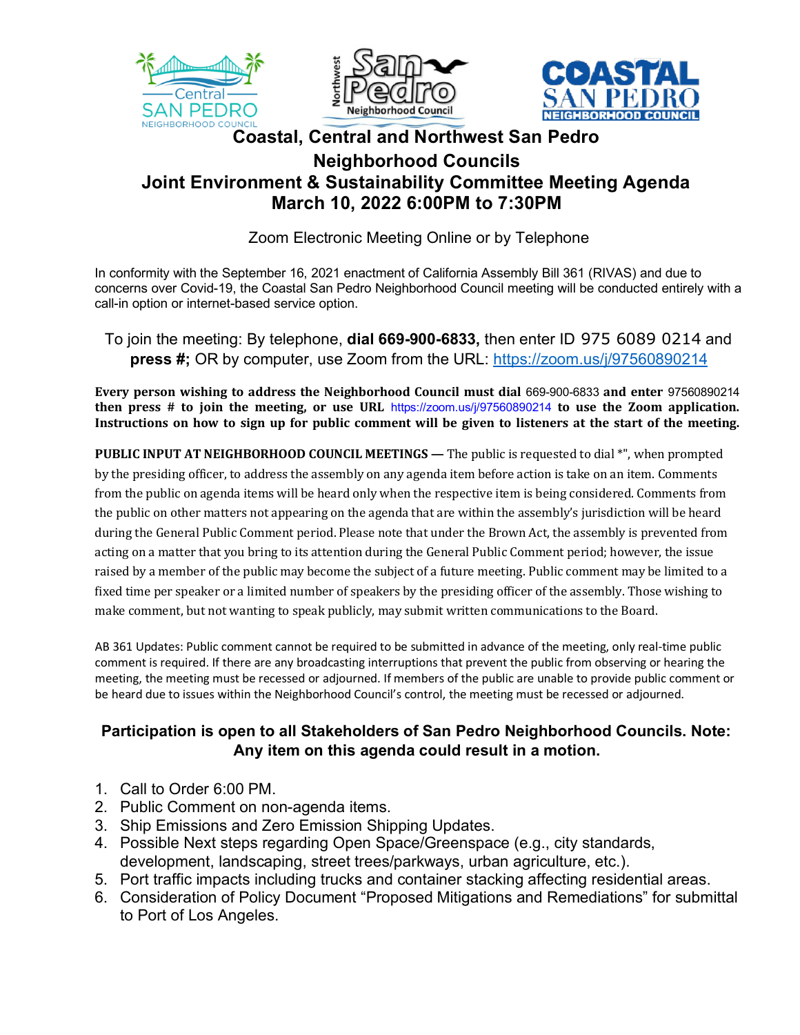# Coastal, Central and Northwest San Pedro Neighborhood Councils

## Joint Environment & Sustainability Committee Meeting Agenda

## March 10, 2022 6:00PM to 7:30PM

Zoom Electronic Meeting Online or by Telephone

In conformity with the September 16, 2021 enactment of California Assembly Bill 361 (RIVAS) and due to concerns over Covid-19, the Coastal San Pedro Neighborhood Council meeting will be conducted entirely with a call-in option or internet-based service option.

To join the meeting: By telephone, **dial 669-900-6833,** then enter ID 975 6089 0214 and **press #;** OR by computer, use Zoom from the URL: https://zoom.us/j/97560890214

**Every person wishing to address the Neighborhood Council must dial** 669-900-6833 **and enter** 97560890214 **then press # to join the meeting, or use URL** https://zoom.us/j/97560890214 **to use the Zoom application. Instructions on how to sign up for public comment will be given to listeners at the start of the meeting.**

**PUBLIC INPUT AT NEIGHBORHOOD COUNCIL MEETINGS —** The public is requested to dial *", when prompted by the presiding officer, to address the assembly on any agenda item before action is take on an item. Comments from the public on agenda items will be heard only when the respective item is being considered. Comments from the public on other matters not appearing on the agenda that are within the assembly's jurisdiction will be heard during the General Public Comment period. Please note that under the Brown Act, the assembly is prevented from acting on a matter that you bring to its attention during the General Public Comment period; however, the issue raised by a member of the public may become the subject of a future meeting. Public comment may be limited to a fixed time per speaker or a limited number of speakers by the presiding officer of the assembly. Those wishing to make comment, but not wanting to speak publicly, may submit written communications to the Board.

AB 361 Updates: Public comment cannot be required to be submitted in advance of the meeting, only real-time public comment is required. If there are any broadcasting interruptions that prevent the public from observing or hearing the meeting, the meeting must be recessed or adjourned. If members of the public are unable to provide public comment or be heard due to issues within the Neighborhood Council's control, the meeting must be recessed or adjourned.

**Participation is open to all Stakeholders of San Pedro Neighborhood Councils. Note: Any item on this agenda could result in a motion.**

1. Call to Order 6:00 PM.
2. Public Comment on non-agenda items.
3. Ship Emissions and Zero Emission Shipping Updates.
4. Possible Next steps regarding Open Space/Greenspace (e.g., city standards, development, landscaping, street trees/parkways, urban agriculture, etc.).
5. Port traffic impacts including trucks and container stacking affecting residential areas.
6. Consideration of Policy Document "Proposed Mitigations and Remediations" for submittal to Port of Los Angeles.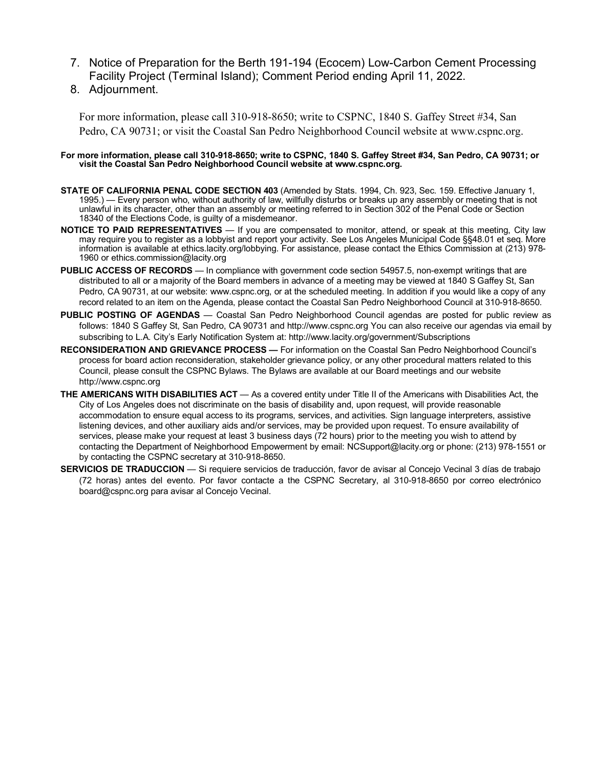7. Notice of Preparation for the Berth 191-194 (Ecocem) Low-Carbon Cement Processing Facility Project (Terminal Island); Comment Period ending April 11, 2022.
8. Adjournment.

For more information, please call 310-918-8650; write to CSPNC, 1840 S. Gaffey Street #34, San Pedro, CA 90731; or visit the Coastal San Pedro Neighborhood Council website at www.cspnc.org.

**For more information, please call 310-918-8650; write to CSPNC, 1840 S. Gaffey Street #34, San Pedro, CA 90731; or visit the Coastal San Pedro Neighborhood Council website at www.cspnc.org.**

**STATE OF CALIFORNIA PENAL CODE SECTION 403** (Amended by Stats. 1994, Ch. 923, Sec. 159. Effective January 1, 1995.) — Every person who, without authority of law, willfully disturbs or breaks up any assembly or meeting that is not unlawful in its character, other than an assembly or meeting referred to in Section 302 of the Penal Code or Section 18340 of the Elections Code, is guilty of a misdemeanor.

**NOTICE TO PAID REPRESENTATIVES** — If you are compensated to monitor, attend, or speak at this meeting, City law may require you to register as a lobbyist and report your activity. See Los Angeles Municipal Code §§48.01 et seq. More information is available at ethics.lacity.org/lobbying. For assistance, please contact the Ethics Commission at (213) 978-1960 or ethics.commission@lacity.org

**PUBLIC ACCESS OF RECORDS** — In compliance with government code section 54957.5, non-exempt writings that are distributed to all or a majority of the Board members in advance of a meeting may be viewed at 1840 S Gaffey St, San Pedro, CA 90731, at our website: www.cspnc.org, or at the scheduled meeting. In addition if you would like a copy of any record related to an item on the Agenda, please contact the Coastal San Pedro Neighborhood Council at 310-918-8650.

**PUBLIC POSTING OF AGENDAS** — Coastal San Pedro Neighborhood Council agendas are posted for public review as follows: 1840 S Gaffey St, San Pedro, CA 90731 and http://www.cspnc.org You can also receive our agendas via email by subscribing to L.A. City's Early Notification System at: http://www.lacity.org/government/Subscriptions

**RECONSIDERATION AND GRIEVANCE PROCESS —** For information on the Coastal San Pedro Neighborhood Council's process for board action reconsideration, stakeholder grievance policy, or any other procedural matters related to this Council, please consult the CSPNC Bylaws. The Bylaws are available at our Board meetings and our website http://www.cspnc.org

**THE AMERICANS WITH DISABILITIES ACT** — As a covered entity under Title II of the Americans with Disabilities Act, the City of Los Angeles does not discriminate on the basis of disability and, upon request, will provide reasonable accommodation to ensure equal access to its programs, services, and activities. Sign language interpreters, assistive listening devices, and other auxiliary aids and/or services, may be provided upon request. To ensure availability of services, please make your request at least 3 business days (72 hours) prior to the meeting you wish to attend by contacting the Department of Neighborhood Empowerment by email: NCSupport@lacity.org or phone: (213) 978-1551 or by contacting the CSPNC secretary at 310-918-8650.

**SERVICIOS DE TRADUCCION** — Si requiere servicios de traducción, favor de avisar al Concejo Vecinal 3 días de trabajo (72 horas) antes del evento. Por favor contacte a the CSPNC Secretary, al 310-918-8650 por correo electrónico board@cspnc.org para avisar al Concejo Vecinal.